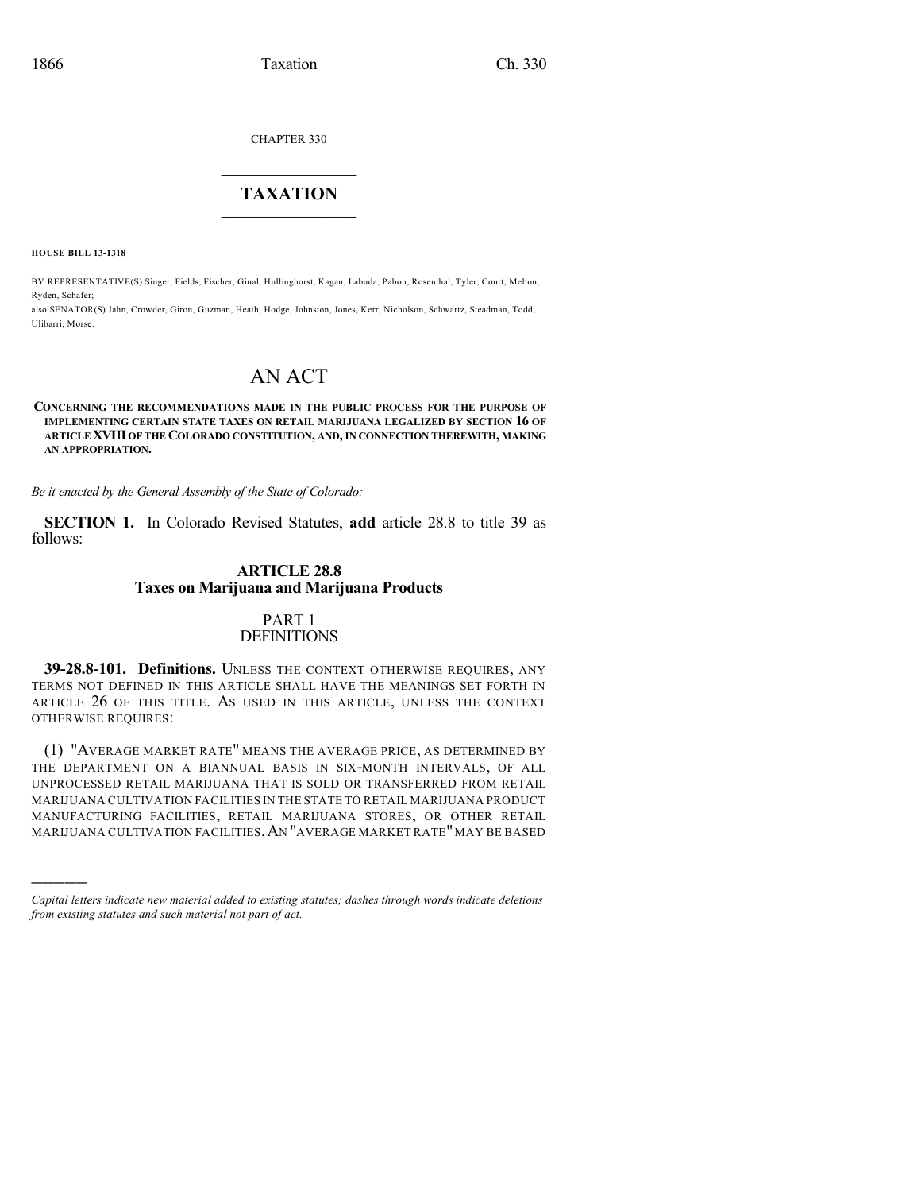CHAPTER 330

# TAXATION

**HOUSE BILL 13-1318**

BY REPRESENTATIVE(S) Singer, Fields, Fischer, Ginal, Hullinghorst, Kagan, Labuda, Pabon, Rosenthal, Tyler, Court, Melton, Ryden, Schafer;
also SENATOR(S) Jahn, Crowder, Giron, Guzman, Heath, Hodge, Johnston, Jones, Kerr, Nicholson, Schwartz, Steadman, Todd, Ulibarri, Morse.

# AN ACT

**CONCERNING THE RECOMMENDATIONS MADE IN THE PUBLIC PROCESS FOR THE PURPOSE OF IMPLEMENTING CERTAIN STATE TAXES ON RETAIL MARIJUANA LEGALIZED BY SECTION 16 OF ARTICLE XVIII OF THE COLORADO CONSTITUTION, AND, IN CONNECTION THEREWITH, MAKING AN APPROPRIATION.**

*Be it enacted by the General Assembly of the State of Colorado:*

**SECTION 1.** In Colorado Revised Statutes, **add** article 28.8 to title 39 as follows:

## ARTICLE 28.8
## Taxes on Marijuana and Marijuana Products

### PART 1
### DEFINITIONS

**39-28.8-101. Definitions.** UNLESS THE CONTEXT OTHERWISE REQUIRES, ANY TERMS NOT DEFINED IN THIS ARTICLE SHALL HAVE THE MEANINGS SET FORTH IN ARTICLE 26 OF THIS TITLE. AS USED IN THIS ARTICLE, UNLESS THE CONTEXT OTHERWISE REQUIRES:

(1) "AVERAGE MARKET RATE" MEANS THE AVERAGE PRICE, AS DETERMINED BY THE DEPARTMENT ON A BIANNUAL BASIS IN SIX-MONTH INTERVALS, OF ALL UNPROCESSED RETAIL MARIJUANA THAT IS SOLD OR TRANSFERRED FROM RETAIL MARIJUANA CULTIVATION FACILITIES IN THE STATE TO RETAIL MARIJUANA PRODUCT MANUFACTURING FACILITIES, RETAIL MARIJUANA STORES, OR OTHER RETAIL MARIJUANA CULTIVATION FACILITIES. AN "AVERAGE MARKET RATE" MAY BE BASED

---

*Capital letters indicate new material added to existing statutes; dashes through words indicate deletions from existing statutes and such material not part of act.*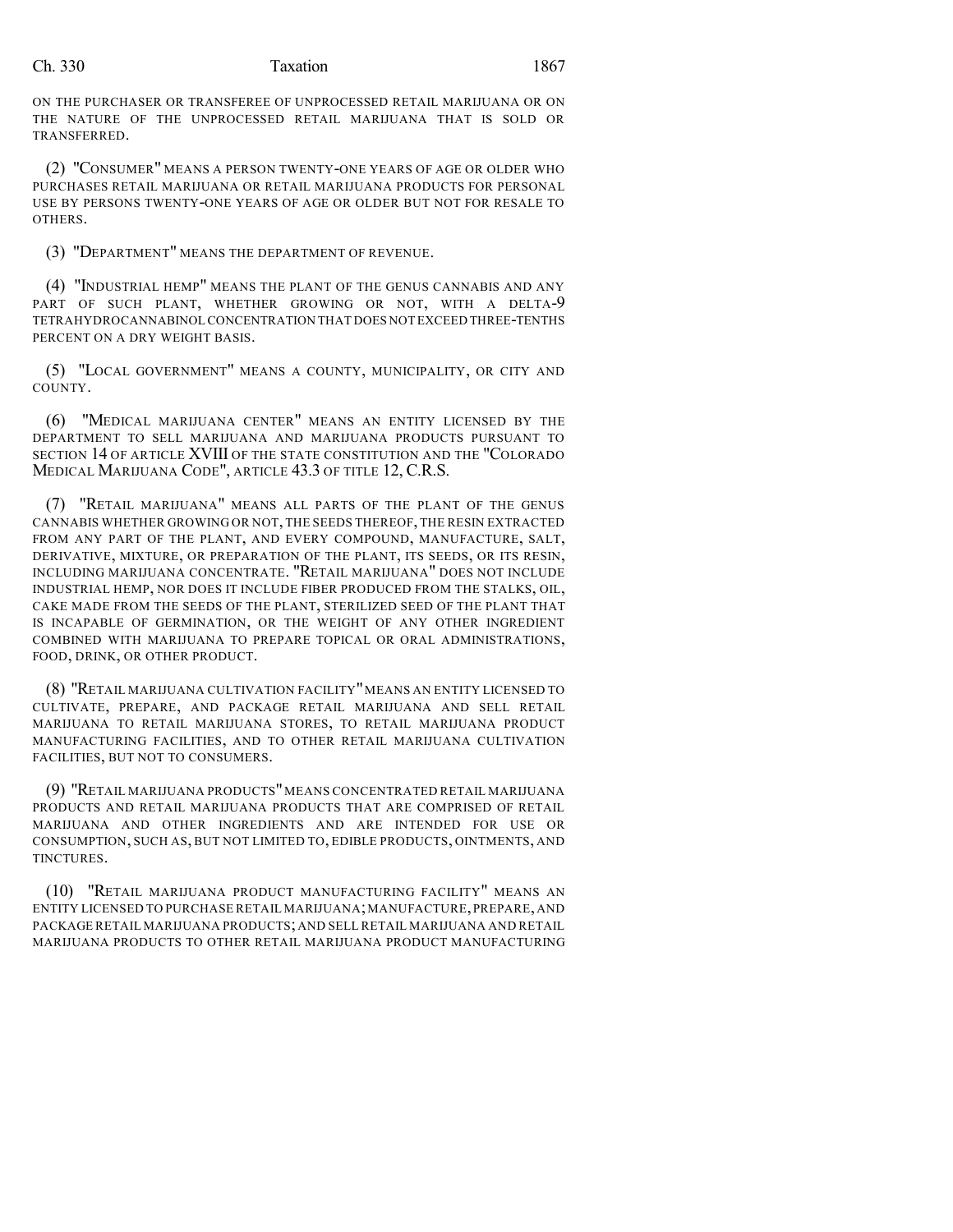ON THE PURCHASER OR TRANSFEREE OF UNPROCESSED RETAIL MARIJUANA OR ON THE NATURE OF THE UNPROCESSED RETAIL MARIJUANA THAT IS SOLD OR TRANSFERRED.

(2) "CONSUMER" MEANS A PERSON TWENTY-ONE YEARS OF AGE OR OLDER WHO PURCHASES RETAIL MARIJUANA OR RETAIL MARIJUANA PRODUCTS FOR PERSONAL USE BY PERSONS TWENTY-ONE YEARS OF AGE OR OLDER BUT NOT FOR RESALE TO OTHERS.

(3) "DEPARTMENT" MEANS THE DEPARTMENT OF REVENUE.

(4) "INDUSTRIAL HEMP" MEANS THE PLANT OF THE GENUS CANNABIS AND ANY PART OF SUCH PLANT, WHETHER GROWING OR NOT, WITH A DELTA-9 TETRAHYDROCANNABINOL CONCENTRATION THAT DOES NOT EXCEED THREE-TENTHS PERCENT ON A DRY WEIGHT BASIS.

(5) "LOCAL GOVERNMENT" MEANS A COUNTY, MUNICIPALITY, OR CITY AND COUNTY.

(6) "MEDICAL MARIJUANA CENTER" MEANS AN ENTITY LICENSED BY THE DEPARTMENT TO SELL MARIJUANA AND MARIJUANA PRODUCTS PURSUANT TO SECTION 14 OF ARTICLE XVIII OF THE STATE CONSTITUTION AND THE "COLORADO MEDICAL MARIJUANA CODE", ARTICLE 43.3 OF TITLE 12, C.R.S.

(7) "RETAIL MARIJUANA" MEANS ALL PARTS OF THE PLANT OF THE GENUS CANNABIS WHETHER GROWING OR NOT, THE SEEDS THEREOF, THE RESIN EXTRACTED FROM ANY PART OF THE PLANT, AND EVERY COMPOUND, MANUFACTURE, SALT, DERIVATIVE, MIXTURE, OR PREPARATION OF THE PLANT, ITS SEEDS, OR ITS RESIN, INCLUDING MARIJUANA CONCENTRATE. "RETAIL MARIJUANA" DOES NOT INCLUDE INDUSTRIAL HEMP, NOR DOES IT INCLUDE FIBER PRODUCED FROM THE STALKS, OIL, CAKE MADE FROM THE SEEDS OF THE PLANT, STERILIZED SEED OF THE PLANT THAT IS INCAPABLE OF GERMINATION, OR THE WEIGHT OF ANY OTHER INGREDIENT COMBINED WITH MARIJUANA TO PREPARE TOPICAL OR ORAL ADMINISTRATIONS, FOOD, DRINK, OR OTHER PRODUCT.

(8) "RETAIL MARIJUANA CULTIVATION FACILITY" MEANS AN ENTITY LICENSED TO CULTIVATE, PREPARE, AND PACKAGE RETAIL MARIJUANA AND SELL RETAIL MARIJUANA TO RETAIL MARIJUANA STORES, TO RETAIL MARIJUANA PRODUCT MANUFACTURING FACILITIES, AND TO OTHER RETAIL MARIJUANA CULTIVATION FACILITIES, BUT NOT TO CONSUMERS.

(9) "RETAIL MARIJUANA PRODUCTS" MEANS CONCENTRATED RETAIL MARIJUANA PRODUCTS AND RETAIL MARIJUANA PRODUCTS THAT ARE COMPRISED OF RETAIL MARIJUANA AND OTHER INGREDIENTS AND ARE INTENDED FOR USE OR CONSUMPTION, SUCH AS, BUT NOT LIMITED TO, EDIBLE PRODUCTS, OINTMENTS, AND TINCTURES.

(10) "RETAIL MARIJUANA PRODUCT MANUFACTURING FACILITY" MEANS AN ENTITY LICENSED TO PURCHASE RETAIL MARIJUANA; MANUFACTURE, PREPARE, AND PACKAGE RETAIL MARIJUANA PRODUCTS; AND SELL RETAIL MARIJUANA AND RETAIL MARIJUANA PRODUCTS TO OTHER RETAIL MARIJUANA PRODUCT MANUFACTURING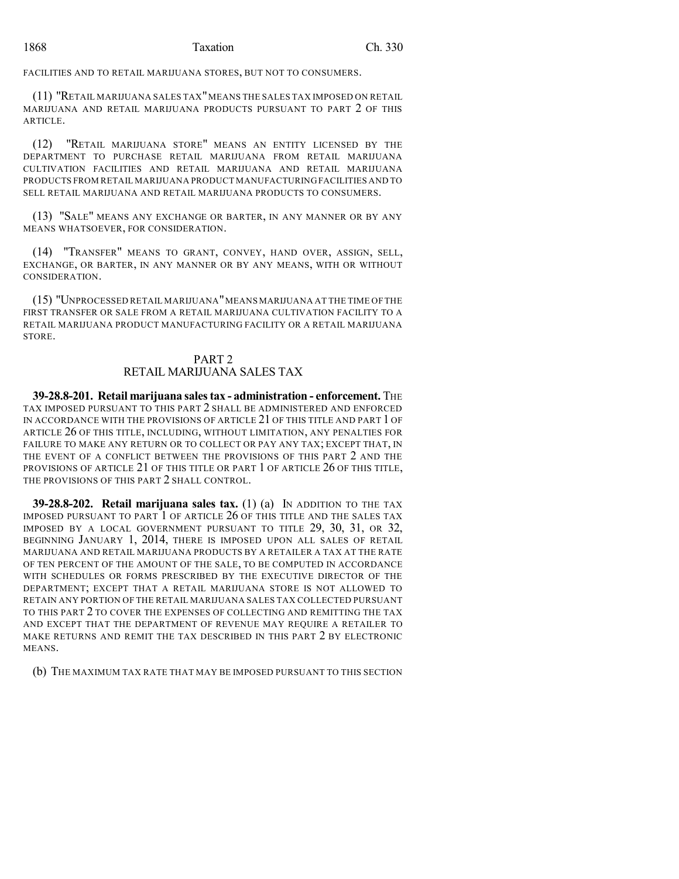FACILITIES AND TO RETAIL MARIJUANA STORES, BUT NOT TO CONSUMERS.

(11) "RETAIL MARIJUANA SALES TAX" MEANS THE SALES TAX IMPOSED ON RETAIL MARIJUANA AND RETAIL MARIJUANA PRODUCTS PURSUANT TO PART 2 OF THIS ARTICLE.

(12) "RETAIL MARIJUANA STORE" MEANS AN ENTITY LICENSED BY THE DEPARTMENT TO PURCHASE RETAIL MARIJUANA FROM RETAIL MARIJUANA CULTIVATION FACILITIES AND RETAIL MARIJUANA AND RETAIL MARIJUANA PRODUCTS FROM RETAIL MARIJUANA PRODUCT MANUFACTURING FACILITIES AND TO SELL RETAIL MARIJUANA AND RETAIL MARIJUANA PRODUCTS TO CONSUMERS.

(13) "SALE" MEANS ANY EXCHANGE OR BARTER, IN ANY MANNER OR BY ANY MEANS WHATSOEVER, FOR CONSIDERATION.

(14) "TRANSFER" MEANS TO GRANT, CONVEY, HAND OVER, ASSIGN, SELL, EXCHANGE, OR BARTER, IN ANY MANNER OR BY ANY MEANS, WITH OR WITHOUT CONSIDERATION.

(15) "UNPROCESSED RETAIL MARIJUANA" MEANS MARIJUANA AT THE TIME OF THE FIRST TRANSFER OR SALE FROM A RETAIL MARIJUANA CULTIVATION FACILITY TO A RETAIL MARIJUANA PRODUCT MANUFACTURING FACILITY OR A RETAIL MARIJUANA STORE.

## PART 2
## RETAIL MARIJUANA SALES TAX

**39-28.8-201. Retail marijuana sales tax - administration - enforcement.** THE TAX IMPOSED PURSUANT TO THIS PART 2 SHALL BE ADMINISTERED AND ENFORCED IN ACCORDANCE WITH THE PROVISIONS OF ARTICLE 21 OF THIS TITLE AND PART 1 OF ARTICLE 26 OF THIS TITLE, INCLUDING, WITHOUT LIMITATION, ANY PENALTIES FOR FAILURE TO MAKE ANY RETURN OR TO COLLECT OR PAY ANY TAX; EXCEPT THAT, IN THE EVENT OF A CONFLICT BETWEEN THE PROVISIONS OF THIS PART 2 AND THE PROVISIONS OF ARTICLE 21 OF THIS TITLE OR PART 1 OF ARTICLE 26 OF THIS TITLE, THE PROVISIONS OF THIS PART 2 SHALL CONTROL.

**39-28.8-202. Retail marijuana sales tax.** (1) (a) IN ADDITION TO THE TAX IMPOSED PURSUANT TO PART 1 OF ARTICLE 26 OF THIS TITLE AND THE SALES TAX IMPOSED BY A LOCAL GOVERNMENT PURSUANT TO TITLE 29, 30, 31, OR 32, BEGINNING JANUARY 1, 2014, THERE IS IMPOSED UPON ALL SALES OF RETAIL MARIJUANA AND RETAIL MARIJUANA PRODUCTS BY A RETAILER A TAX AT THE RATE OF TEN PERCENT OF THE AMOUNT OF THE SALE, TO BE COMPUTED IN ACCORDANCE WITH SCHEDULES OR FORMS PRESCRIBED BY THE EXECUTIVE DIRECTOR OF THE DEPARTMENT; EXCEPT THAT A RETAIL MARIJUANA STORE IS NOT ALLOWED TO RETAIN ANY PORTION OF THE RETAIL MARIJUANA SALES TAX COLLECTED PURSUANT TO THIS PART 2 TO COVER THE EXPENSES OF COLLECTING AND REMITTING THE TAX AND EXCEPT THAT THE DEPARTMENT OF REVENUE MAY REQUIRE A RETAILER TO MAKE RETURNS AND REMIT THE TAX DESCRIBED IN THIS PART 2 BY ELECTRONIC MEANS.

(b) THE MAXIMUM TAX RATE THAT MAY BE IMPOSED PURSUANT TO THIS SECTION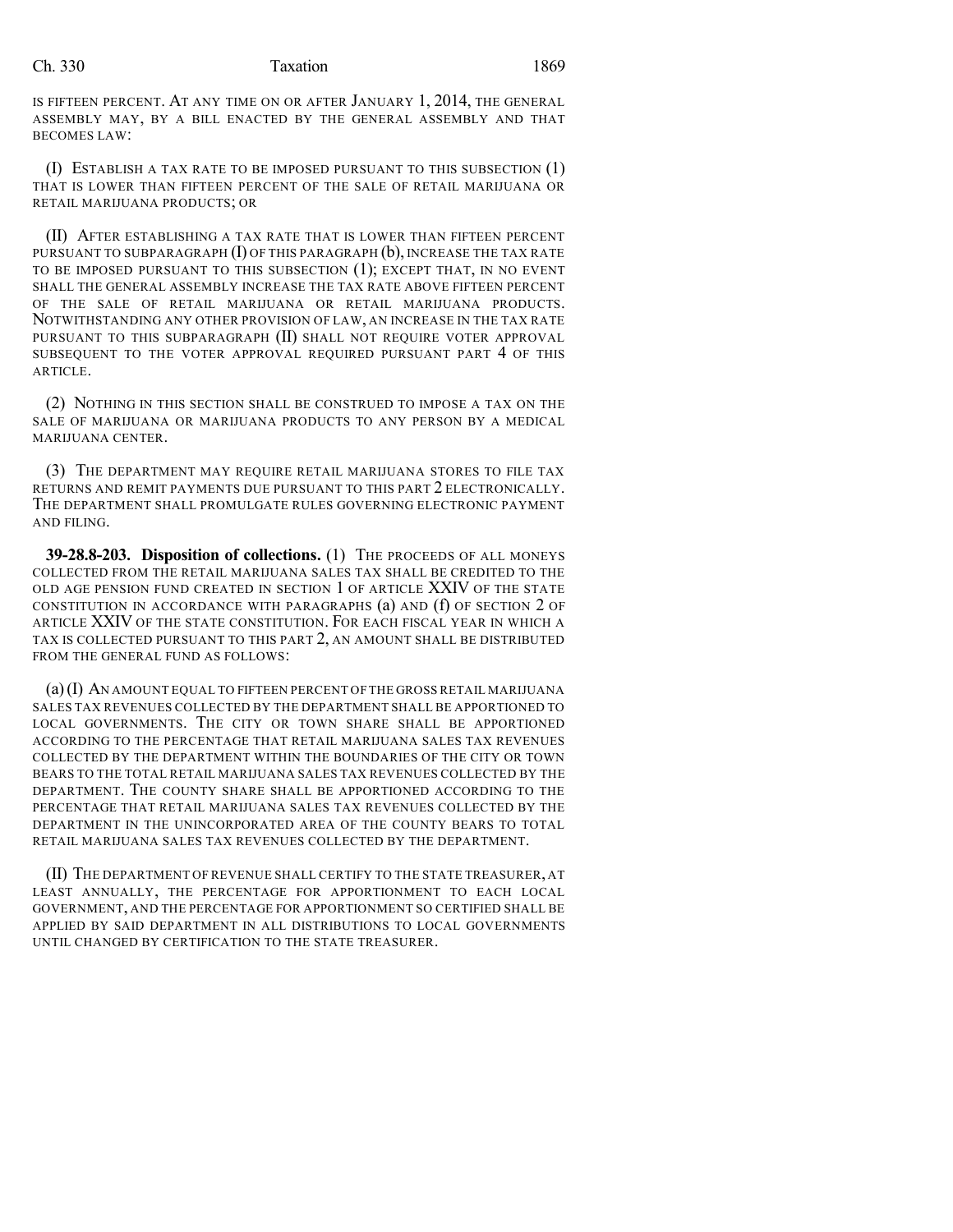IS FIFTEEN PERCENT. AT ANY TIME ON OR AFTER JANUARY 1, 2014, THE GENERAL ASSEMBLY MAY, BY A BILL ENACTED BY THE GENERAL ASSEMBLY AND THAT BECOMES LAW:

(I) ESTABLISH A TAX RATE TO BE IMPOSED PURSUANT TO THIS SUBSECTION (1) THAT IS LOWER THAN FIFTEEN PERCENT OF THE SALE OF RETAIL MARIJUANA OR RETAIL MARIJUANA PRODUCTS; OR

(II) AFTER ESTABLISHING A TAX RATE THAT IS LOWER THAN FIFTEEN PERCENT PURSUANT TO SUBPARAGRAPH (I) OF THIS PARAGRAPH (b), INCREASE THE TAX RATE TO BE IMPOSED PURSUANT TO THIS SUBSECTION (1); EXCEPT THAT, IN NO EVENT SHALL THE GENERAL ASSEMBLY INCREASE THE TAX RATE ABOVE FIFTEEN PERCENT OF THE SALE OF RETAIL MARIJUANA OR RETAIL MARIJUANA PRODUCTS. NOTWITHSTANDING ANY OTHER PROVISION OF LAW, AN INCREASE IN THE TAX RATE PURSUANT TO THIS SUBPARAGRAPH (II) SHALL NOT REQUIRE VOTER APPROVAL SUBSEQUENT TO THE VOTER APPROVAL REQUIRED PURSUANT PART 4 OF THIS ARTICLE.

(2) NOTHING IN THIS SECTION SHALL BE CONSTRUED TO IMPOSE A TAX ON THE SALE OF MARIJUANA OR MARIJUANA PRODUCTS TO ANY PERSON BY A MEDICAL MARIJUANA CENTER.

(3) THE DEPARTMENT MAY REQUIRE RETAIL MARIJUANA STORES TO FILE TAX RETURNS AND REMIT PAYMENTS DUE PURSUANT TO THIS PART 2 ELECTRONICALLY. THE DEPARTMENT SHALL PROMULGATE RULES GOVERNING ELECTRONIC PAYMENT AND FILING.

**39-28.8-203. Disposition of collections.** (1) THE PROCEEDS OF ALL MONEYS COLLECTED FROM THE RETAIL MARIJUANA SALES TAX SHALL BE CREDITED TO THE OLD AGE PENSION FUND CREATED IN SECTION 1 OF ARTICLE XXIV OF THE STATE CONSTITUTION IN ACCORDANCE WITH PARAGRAPHS (a) AND (f) OF SECTION 2 OF ARTICLE XXIV OF THE STATE CONSTITUTION. FOR EACH FISCAL YEAR IN WHICH A TAX IS COLLECTED PURSUANT TO THIS PART 2, AN AMOUNT SHALL BE DISTRIBUTED FROM THE GENERAL FUND AS FOLLOWS:

(a) (I) AN AMOUNT EQUAL TO FIFTEEN PERCENT OF THE GROSS RETAIL MARIJUANA SALES TAX REVENUES COLLECTED BY THE DEPARTMENT SHALL BE APPORTIONED TO LOCAL GOVERNMENTS. THE CITY OR TOWN SHARE SHALL BE APPORTIONED ACCORDING TO THE PERCENTAGE THAT RETAIL MARIJUANA SALES TAX REVENUES COLLECTED BY THE DEPARTMENT WITHIN THE BOUNDARIES OF THE CITY OR TOWN BEARS TO THE TOTAL RETAIL MARIJUANA SALES TAX REVENUES COLLECTED BY THE DEPARTMENT. THE COUNTY SHARE SHALL BE APPORTIONED ACCORDING TO THE PERCENTAGE THAT RETAIL MARIJUANA SALES TAX REVENUES COLLECTED BY THE DEPARTMENT IN THE UNINCORPORATED AREA OF THE COUNTY BEARS TO TOTAL RETAIL MARIJUANA SALES TAX REVENUES COLLECTED BY THE DEPARTMENT.

(II) THE DEPARTMENT OF REVENUE SHALL CERTIFY TO THE STATE TREASURER, AT LEAST ANNUALLY, THE PERCENTAGE FOR APPORTIONMENT TO EACH LOCAL GOVERNMENT, AND THE PERCENTAGE FOR APPORTIONMENT SO CERTIFIED SHALL BE APPLIED BY SAID DEPARTMENT IN ALL DISTRIBUTIONS TO LOCAL GOVERNMENTS UNTIL CHANGED BY CERTIFICATION TO THE STATE TREASURER.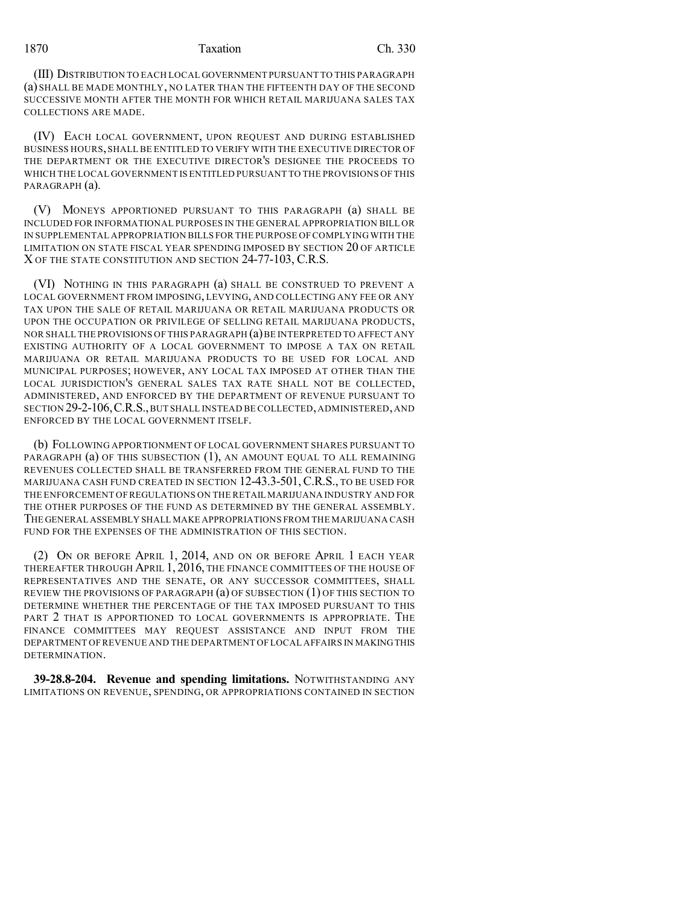(III) DISTRIBUTION TO EACH LOCAL GOVERNMENT PURSUANT TO THIS PARAGRAPH (a) SHALL BE MADE MONTHLY, NO LATER THAN THE FIFTEENTH DAY OF THE SECOND SUCCESSIVE MONTH AFTER THE MONTH FOR WHICH RETAIL MARIJUANA SALES TAX COLLECTIONS ARE MADE.

(IV) EACH LOCAL GOVERNMENT, UPON REQUEST AND DURING ESTABLISHED BUSINESS HOURS, SHALL BE ENTITLED TO VERIFY WITH THE EXECUTIVE DIRECTOR OF THE DEPARTMENT OR THE EXECUTIVE DIRECTOR'S DESIGNEE THE PROCEEDS TO WHICH THE LOCAL GOVERNMENT IS ENTITLED PURSUANT TO THE PROVISIONS OF THIS PARAGRAPH (a).

(V) MONEYS APPORTIONED PURSUANT TO THIS PARAGRAPH (a) SHALL BE INCLUDED FOR INFORMATIONAL PURPOSES IN THE GENERAL APPROPRIATION BILL OR IN SUPPLEMENTAL APPROPRIATION BILLS FOR THE PURPOSE OF COMPLYING WITH THE LIMITATION ON STATE FISCAL YEAR SPENDING IMPOSED BY SECTION 20 OF ARTICLE X OF THE STATE CONSTITUTION AND SECTION 24-77-103, C.R.S.

(VI) NOTHING IN THIS PARAGRAPH (a) SHALL BE CONSTRUED TO PREVENT A LOCAL GOVERNMENT FROM IMPOSING, LEVYING, AND COLLECTING ANY FEE OR ANY TAX UPON THE SALE OF RETAIL MARIJUANA OR RETAIL MARIJUANA PRODUCTS OR UPON THE OCCUPATION OR PRIVILEGE OF SELLING RETAIL MARIJUANA PRODUCTS, NOR SHALL THE PROVISIONS OF THIS PARAGRAPH (a) BE INTERPRETED TO AFFECT ANY EXISTING AUTHORITY OF A LOCAL GOVERNMENT TO IMPOSE A TAX ON RETAIL MARIJUANA OR RETAIL MARIJUANA PRODUCTS TO BE USED FOR LOCAL AND MUNICIPAL PURPOSES; HOWEVER, ANY LOCAL TAX IMPOSED AT OTHER THAN THE LOCAL JURISDICTION'S GENERAL SALES TAX RATE SHALL NOT BE COLLECTED, ADMINISTERED, AND ENFORCED BY THE DEPARTMENT OF REVENUE PURSUANT TO SECTION 29-2-106, C.R.S., BUT SHALL INSTEAD BE COLLECTED, ADMINISTERED, AND ENFORCED BY THE LOCAL GOVERNMENT ITSELF.

(b) FOLLOWING APPORTIONMENT OF LOCAL GOVERNMENT SHARES PURSUANT TO PARAGRAPH (a) OF THIS SUBSECTION (1), AN AMOUNT EQUAL TO ALL REMAINING REVENUES COLLECTED SHALL BE TRANSFERRED FROM THE GENERAL FUND TO THE MARIJUANA CASH FUND CREATED IN SECTION 12-43.3-501, C.R.S., TO BE USED FOR THE ENFORCEMENT OF REGULATIONS ON THE RETAIL MARIJUANA INDUSTRY AND FOR THE OTHER PURPOSES OF THE FUND AS DETERMINED BY THE GENERAL ASSEMBLY. THE GENERAL ASSEMBLY SHALL MAKE APPROPRIATIONS FROM THE MARIJUANA CASH FUND FOR THE EXPENSES OF THE ADMINISTRATION OF THIS SECTION.

(2) ON OR BEFORE APRIL 1, 2014, AND ON OR BEFORE APRIL 1 EACH YEAR THEREAFTER THROUGH APRIL 1, 2016, THE FINANCE COMMITTEES OF THE HOUSE OF REPRESENTATIVES AND THE SENATE, OR ANY SUCCESSOR COMMITTEES, SHALL REVIEW THE PROVISIONS OF PARAGRAPH (a) OF SUBSECTION (1) OF THIS SECTION TO DETERMINE WHETHER THE PERCENTAGE OF THE TAX IMPOSED PURSUANT TO THIS PART 2 THAT IS APPORTIONED TO LOCAL GOVERNMENTS IS APPROPRIATE. THE FINANCE COMMITTEES MAY REQUEST ASSISTANCE AND INPUT FROM THE DEPARTMENT OF REVENUE AND THE DEPARTMENT OF LOCAL AFFAIRS IN MAKING THIS DETERMINATION.

**39-28.8-204. Revenue and spending limitations.** NOTWITHSTANDING ANY LIMITATIONS ON REVENUE, SPENDING, OR APPROPRIATIONS CONTAINED IN SECTION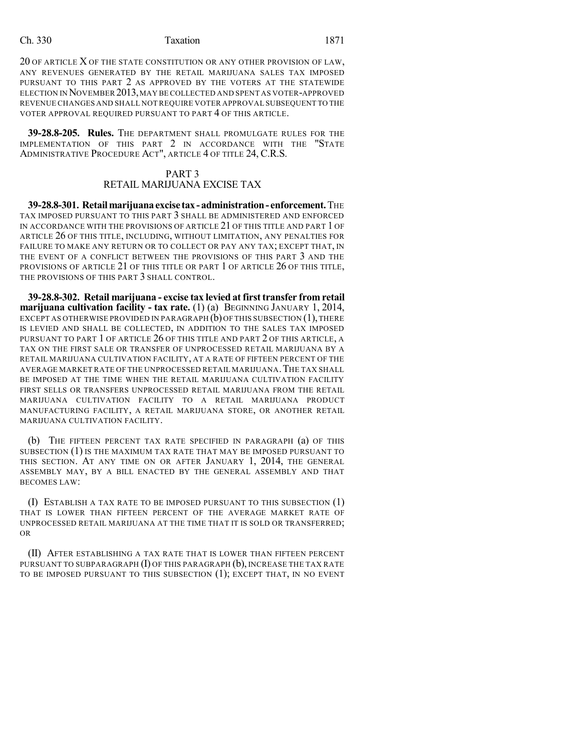20 OF ARTICLE X OF THE STATE CONSTITUTION OR ANY OTHER PROVISION OF LAW, ANY REVENUES GENERATED BY THE RETAIL MARIJUANA SALES TAX IMPOSED PURSUANT TO THIS PART 2 AS APPROVED BY THE VOTERS AT THE STATEWIDE ELECTION IN NOVEMBER 2013, MAY BE COLLECTED AND SPENT AS VOTER-APPROVED REVENUE CHANGES AND SHALL NOT REQUIRE VOTER APPROVAL SUBSEQUENT TO THE VOTER APPROVAL REQUIRED PURSUANT TO PART 4 OF THIS ARTICLE.

**39-28.8-205. Rules.** THE DEPARTMENT SHALL PROMULGATE RULES FOR THE IMPLEMENTATION OF THIS PART 2 IN ACCORDANCE WITH THE "STATE ADMINISTRATIVE PROCEDURE ACT", ARTICLE 4 OF TITLE 24, C.R.S.

## PART 3
## RETAIL MARIJUANA EXCISE TAX

**39-28.8-301. Retail marijuana excise tax - administration - enforcement.** THE TAX IMPOSED PURSUANT TO THIS PART 3 SHALL BE ADMINISTERED AND ENFORCED IN ACCORDANCE WITH THE PROVISIONS OF ARTICLE 21 OF THIS TITLE AND PART 1 OF ARTICLE 26 OF THIS TITLE, INCLUDING, WITHOUT LIMITATION, ANY PENALTIES FOR FAILURE TO MAKE ANY RETURN OR TO COLLECT OR PAY ANY TAX; EXCEPT THAT, IN THE EVENT OF A CONFLICT BETWEEN THE PROVISIONS OF THIS PART 3 AND THE PROVISIONS OF ARTICLE 21 OF THIS TITLE OR PART 1 OF ARTICLE 26 OF THIS TITLE, THE PROVISIONS OF THIS PART 3 SHALL CONTROL.

**39-28.8-302. Retail marijuana - excise tax levied at first transfer from retail marijuana cultivation facility - tax rate.** (1) (a) BEGINNING JANUARY 1, 2014, EXCEPT AS OTHERWISE PROVIDED IN PARAGRAPH (b) OF THIS SUBSECTION (1), THERE IS LEVIED AND SHALL BE COLLECTED, IN ADDITION TO THE SALES TAX IMPOSED PURSUANT TO PART 1 OF ARTICLE 26 OF THIS TITLE AND PART 2 OF THIS ARTICLE, A TAX ON THE FIRST SALE OR TRANSFER OF UNPROCESSED RETAIL MARIJUANA BY A RETAIL MARIJUANA CULTIVATION FACILITY, AT A RATE OF FIFTEEN PERCENT OF THE AVERAGE MARKET RATE OF THE UNPROCESSED RETAIL MARIJUANA. THE TAX SHALL BE IMPOSED AT THE TIME WHEN THE RETAIL MARIJUANA CULTIVATION FACILITY FIRST SELLS OR TRANSFERS UNPROCESSED RETAIL MARIJUANA FROM THE RETAIL MARIJUANA CULTIVATION FACILITY TO A RETAIL MARIJUANA PRODUCT MANUFACTURING FACILITY, A RETAIL MARIJUANA STORE, OR ANOTHER RETAIL MARIJUANA CULTIVATION FACILITY.

(b) THE FIFTEEN PERCENT TAX RATE SPECIFIED IN PARAGRAPH (a) OF THIS SUBSECTION (1) IS THE MAXIMUM TAX RATE THAT MAY BE IMPOSED PURSUANT TO THIS SECTION. AT ANY TIME ON OR AFTER JANUARY 1, 2014, THE GENERAL ASSEMBLY MAY, BY A BILL ENACTED BY THE GENERAL ASSEMBLY AND THAT BECOMES LAW:

(I) ESTABLISH A TAX RATE TO BE IMPOSED PURSUANT TO THIS SUBSECTION (1) THAT IS LOWER THAN FIFTEEN PERCENT OF THE AVERAGE MARKET RATE OF UNPROCESSED RETAIL MARIJUANA AT THE TIME THAT IT IS SOLD OR TRANSFERRED; OR

(II) AFTER ESTABLISHING A TAX RATE THAT IS LOWER THAN FIFTEEN PERCENT PURSUANT TO SUBPARAGRAPH (I) OF THIS PARAGRAPH (b), INCREASE THE TAX RATE TO BE IMPOSED PURSUANT TO THIS SUBSECTION (1); EXCEPT THAT, IN NO EVENT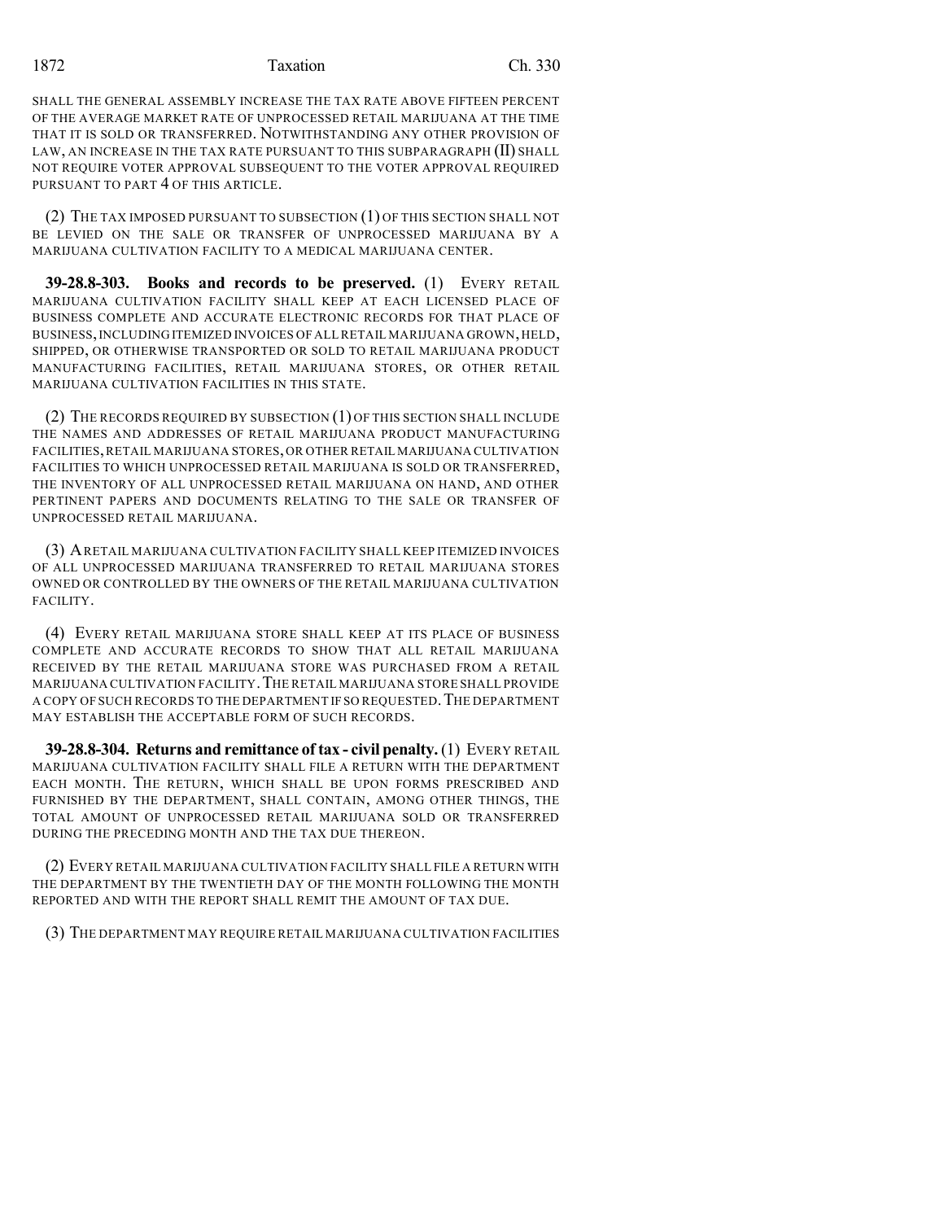SHALL THE GENERAL ASSEMBLY INCREASE THE TAX RATE ABOVE FIFTEEN PERCENT OF THE AVERAGE MARKET RATE OF UNPROCESSED RETAIL MARIJUANA AT THE TIME THAT IT IS SOLD OR TRANSFERRED. NOTWITHSTANDING ANY OTHER PROVISION OF LAW, AN INCREASE IN THE TAX RATE PURSUANT TO THIS SUBPARAGRAPH (II) SHALL NOT REQUIRE VOTER APPROVAL SUBSEQUENT TO THE VOTER APPROVAL REQUIRED PURSUANT TO PART 4 OF THIS ARTICLE.

(2) THE TAX IMPOSED PURSUANT TO SUBSECTION (1) OF THIS SECTION SHALL NOT BE LEVIED ON THE SALE OR TRANSFER OF UNPROCESSED MARIJUANA BY A MARIJUANA CULTIVATION FACILITY TO A MEDICAL MARIJUANA CENTER.

**39-28.8-303. Books and records to be preserved.** (1) EVERY RETAIL MARIJUANA CULTIVATION FACILITY SHALL KEEP AT EACH LICENSED PLACE OF BUSINESS COMPLETE AND ACCURATE ELECTRONIC RECORDS FOR THAT PLACE OF BUSINESS, INCLUDING ITEMIZED INVOICES OF ALL RETAIL MARIJUANA GROWN, HELD, SHIPPED, OR OTHERWISE TRANSPORTED OR SOLD TO RETAIL MARIJUANA PRODUCT MANUFACTURING FACILITIES, RETAIL MARIJUANA STORES, OR OTHER RETAIL MARIJUANA CULTIVATION FACILITIES IN THIS STATE.

(2) THE RECORDS REQUIRED BY SUBSECTION (1) OF THIS SECTION SHALL INCLUDE THE NAMES AND ADDRESSES OF RETAIL MARIJUANA PRODUCT MANUFACTURING FACILITIES, RETAIL MARIJUANA STORES, OR OTHER RETAIL MARIJUANA CULTIVATION FACILITIES TO WHICH UNPROCESSED RETAIL MARIJUANA IS SOLD OR TRANSFERRED, THE INVENTORY OF ALL UNPROCESSED RETAIL MARIJUANA ON HAND, AND OTHER PERTINENT PAPERS AND DOCUMENTS RELATING TO THE SALE OR TRANSFER OF UNPROCESSED RETAIL MARIJUANA.

(3) A RETAIL MARIJUANA CULTIVATION FACILITY SHALL KEEP ITEMIZED INVOICES OF ALL UNPROCESSED MARIJUANA TRANSFERRED TO RETAIL MARIJUANA STORES OWNED OR CONTROLLED BY THE OWNERS OF THE RETAIL MARIJUANA CULTIVATION FACILITY.

(4) EVERY RETAIL MARIJUANA STORE SHALL KEEP AT ITS PLACE OF BUSINESS COMPLETE AND ACCURATE RECORDS TO SHOW THAT ALL RETAIL MARIJUANA RECEIVED BY THE RETAIL MARIJUANA STORE WAS PURCHASED FROM A RETAIL MARIJUANA CULTIVATION FACILITY. THE RETAIL MARIJUANA STORE SHALL PROVIDE A COPY OF SUCH RECORDS TO THE DEPARTMENT IF SO REQUESTED. THE DEPARTMENT MAY ESTABLISH THE ACCEPTABLE FORM OF SUCH RECORDS.

**39-28.8-304. Returns and remittance of tax - civil penalty.** (1) EVERY RETAIL MARIJUANA CULTIVATION FACILITY SHALL FILE A RETURN WITH THE DEPARTMENT EACH MONTH. THE RETURN, WHICH SHALL BE UPON FORMS PRESCRIBED AND FURNISHED BY THE DEPARTMENT, SHALL CONTAIN, AMONG OTHER THINGS, THE TOTAL AMOUNT OF UNPROCESSED RETAIL MARIJUANA SOLD OR TRANSFERRED DURING THE PRECEDING MONTH AND THE TAX DUE THEREON.

(2) EVERY RETAIL MARIJUANA CULTIVATION FACILITY SHALL FILE A RETURN WITH THE DEPARTMENT BY THE TWENTIETH DAY OF THE MONTH FOLLOWING THE MONTH REPORTED AND WITH THE REPORT SHALL REMIT THE AMOUNT OF TAX DUE.

(3) THE DEPARTMENT MAY REQUIRE RETAIL MARIJUANA CULTIVATION FACILITIES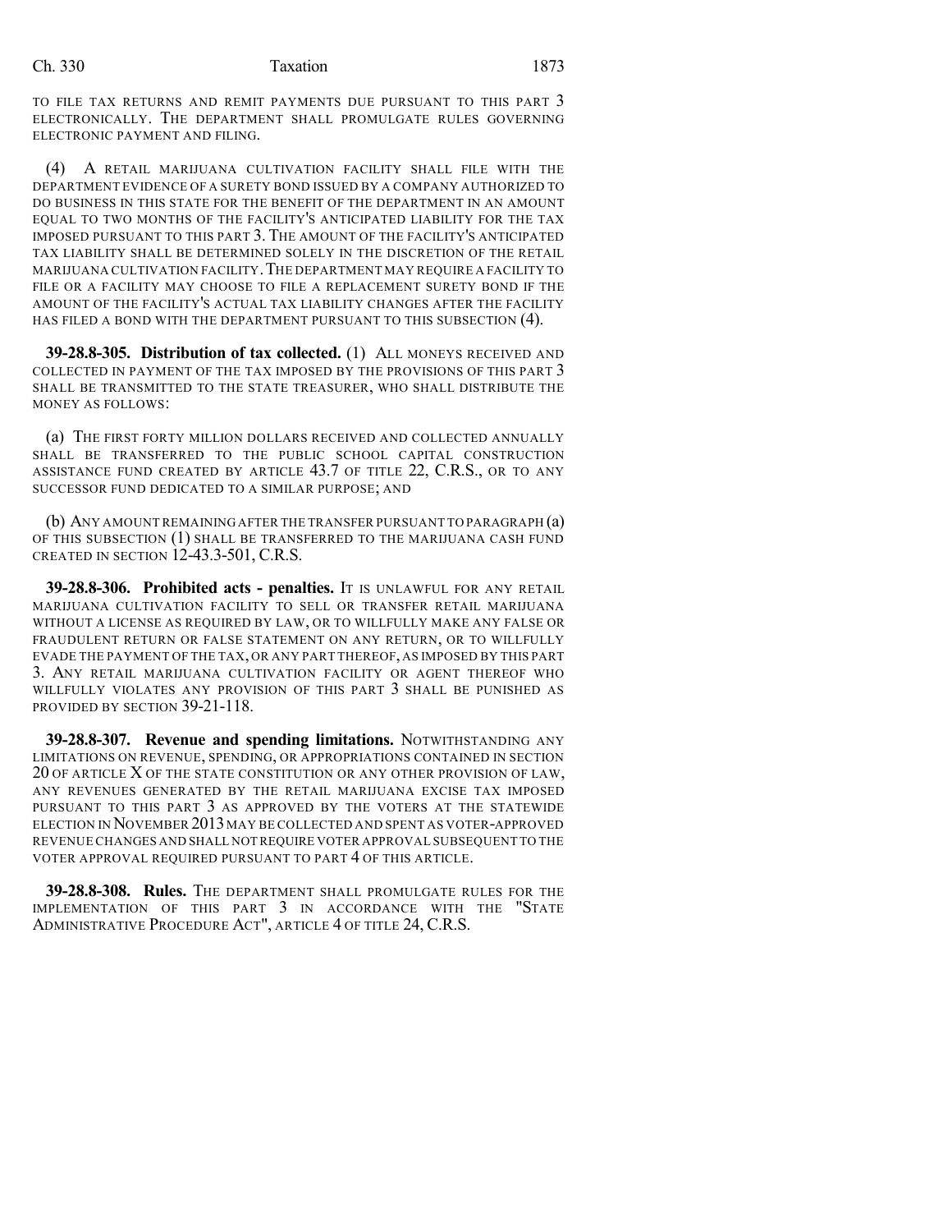TO FILE TAX RETURNS AND REMIT PAYMENTS DUE PURSUANT TO THIS PART 3 ELECTRONICALLY. THE DEPARTMENT SHALL PROMULGATE RULES GOVERNING ELECTRONIC PAYMENT AND FILING.

(4) A RETAIL MARIJUANA CULTIVATION FACILITY SHALL FILE WITH THE DEPARTMENT EVIDENCE OF A SURETY BOND ISSUED BY A COMPANY AUTHORIZED TO DO BUSINESS IN THIS STATE FOR THE BENEFIT OF THE DEPARTMENT IN AN AMOUNT EQUAL TO TWO MONTHS OF THE FACILITY'S ANTICIPATED LIABILITY FOR THE TAX IMPOSED PURSUANT TO THIS PART 3. THE AMOUNT OF THE FACILITY'S ANTICIPATED TAX LIABILITY SHALL BE DETERMINED SOLELY IN THE DISCRETION OF THE RETAIL MARIJUANA CULTIVATION FACILITY. THE DEPARTMENT MAY REQUIRE A FACILITY TO FILE OR A FACILITY MAY CHOOSE TO FILE A REPLACEMENT SURETY BOND IF THE AMOUNT OF THE FACILITY'S ACTUAL TAX LIABILITY CHANGES AFTER THE FACILITY HAS FILED A BOND WITH THE DEPARTMENT PURSUANT TO THIS SUBSECTION (4).

**39-28.8-305. Distribution of tax collected.** (1) ALL MONEYS RECEIVED AND COLLECTED IN PAYMENT OF THE TAX IMPOSED BY THE PROVISIONS OF THIS PART 3 SHALL BE TRANSMITTED TO THE STATE TREASURER, WHO SHALL DISTRIBUTE THE MONEY AS FOLLOWS:

(a) THE FIRST FORTY MILLION DOLLARS RECEIVED AND COLLECTED ANNUALLY SHALL BE TRANSFERRED TO THE PUBLIC SCHOOL CAPITAL CONSTRUCTION ASSISTANCE FUND CREATED BY ARTICLE 43.7 OF TITLE 22, C.R.S., OR TO ANY SUCCESSOR FUND DEDICATED TO A SIMILAR PURPOSE; AND

(b) ANY AMOUNT REMAINING AFTER THE TRANSFER PURSUANT TO PARAGRAPH (a) OF THIS SUBSECTION (1) SHALL BE TRANSFERRED TO THE MARIJUANA CASH FUND CREATED IN SECTION 12-43.3-501, C.R.S.

**39-28.8-306. Prohibited acts - penalties.** IT IS UNLAWFUL FOR ANY RETAIL MARIJUANA CULTIVATION FACILITY TO SELL OR TRANSFER RETAIL MARIJUANA WITHOUT A LICENSE AS REQUIRED BY LAW, OR TO WILLFULLY MAKE ANY FALSE OR FRAUDULENT RETURN OR FALSE STATEMENT ON ANY RETURN, OR TO WILLFULLY EVADE THE PAYMENT OF THE TAX, OR ANY PART THEREOF, AS IMPOSED BY THIS PART 3. ANY RETAIL MARIJUANA CULTIVATION FACILITY OR AGENT THEREOF WHO WILLFULLY VIOLATES ANY PROVISION OF THIS PART 3 SHALL BE PUNISHED AS PROVIDED BY SECTION 39-21-118.

**39-28.8-307. Revenue and spending limitations.** NOTWITHSTANDING ANY LIMITATIONS ON REVENUE, SPENDING, OR APPROPRIATIONS CONTAINED IN SECTION 20 OF ARTICLE X OF THE STATE CONSTITUTION OR ANY OTHER PROVISION OF LAW, ANY REVENUES GENERATED BY THE RETAIL MARIJUANA EXCISE TAX IMPOSED PURSUANT TO THIS PART 3 AS APPROVED BY THE VOTERS AT THE STATEWIDE ELECTION IN NOVEMBER 2013 MAY BE COLLECTED AND SPENT AS VOTER-APPROVED REVENUE CHANGES AND SHALL NOT REQUIRE VOTER APPROVAL SUBSEQUENT TO THE VOTER APPROVAL REQUIRED PURSUANT TO PART 4 OF THIS ARTICLE.

**39-28.8-308. Rules.** THE DEPARTMENT SHALL PROMULGATE RULES FOR THE IMPLEMENTATION OF THIS PART 3 IN ACCORDANCE WITH THE "STATE ADMINISTRATIVE PROCEDURE ACT", ARTICLE 4 OF TITLE 24, C.R.S.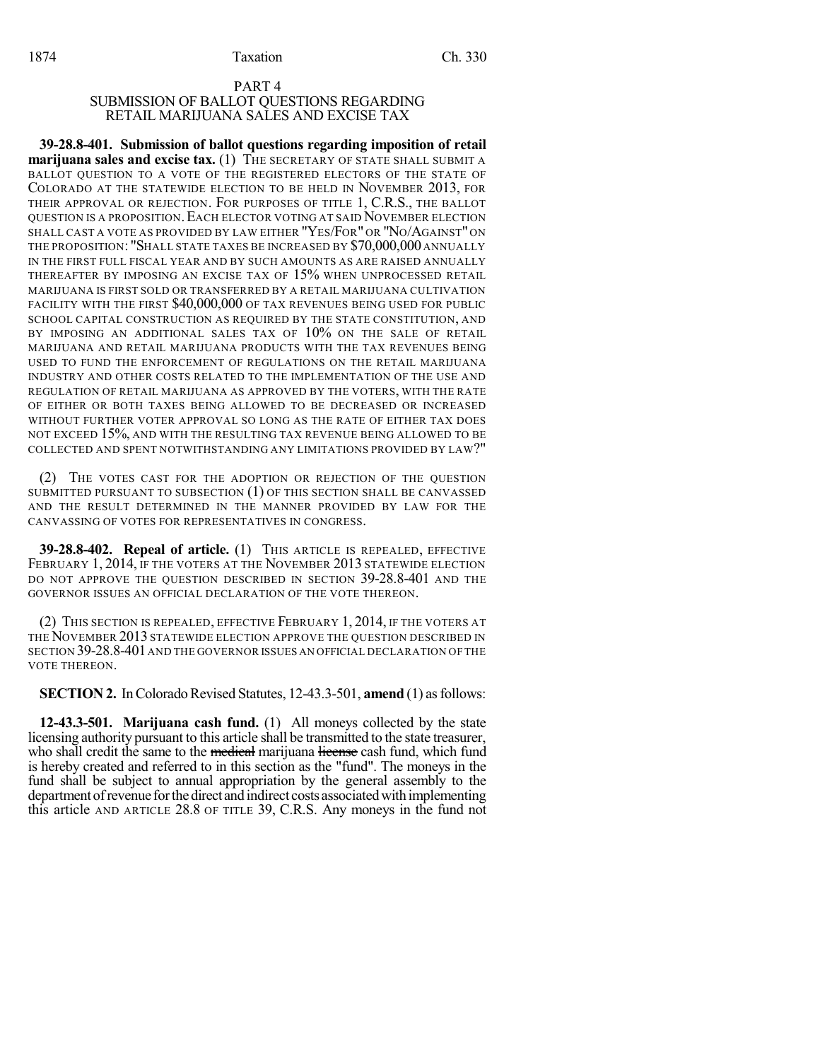PART 4
SUBMISSION OF BALLOT QUESTIONS REGARDING RETAIL MARIJUANA SALES AND EXCISE TAX

**39-28.8-401. Submission of ballot questions regarding imposition of retail marijuana sales and excise tax.** (1) THE SECRETARY OF STATE SHALL SUBMIT A BALLOT QUESTION TO A VOTE OF THE REGISTERED ELECTORS OF THE STATE OF COLORADO AT THE STATEWIDE ELECTION TO BE HELD IN NOVEMBER 2013, FOR THEIR APPROVAL OR REJECTION. FOR PURPOSES OF TITLE 1, C.R.S., THE BALLOT QUESTION IS A PROPOSITION. EACH ELECTOR VOTING AT SAID NOVEMBER ELECTION SHALL CAST A VOTE AS PROVIDED BY LAW EITHER "YES/FOR" OR "NO/AGAINST" ON THE PROPOSITION: "SHALL STATE TAXES BE INCREASED BY $70,000,000 ANNUALLY IN THE FIRST FULL FISCAL YEAR AND BY SUCH AMOUNTS AS ARE RAISED ANNUALLY THEREAFTER BY IMPOSING AN EXCISE TAX OF 15% WHEN UNPROCESSED RETAIL MARIJUANA IS FIRST SOLD OR TRANSFERRED BY A RETAIL MARIJUANA CULTIVATION FACILITY WITH THE FIRST $40,000,000 OF TAX REVENUES BEING USED FOR PUBLIC SCHOOL CAPITAL CONSTRUCTION AS REQUIRED BY THE STATE CONSTITUTION, AND BY IMPOSING AN ADDITIONAL SALES TAX OF 10% ON THE SALE OF RETAIL MARIJUANA AND RETAIL MARIJUANA PRODUCTS WITH THE TAX REVENUES BEING USED TO FUND THE ENFORCEMENT OF REGULATIONS ON THE RETAIL MARIJUANA INDUSTRY AND OTHER COSTS RELATED TO THE IMPLEMENTATION OF THE USE AND REGULATION OF RETAIL MARIJUANA AS APPROVED BY THE VOTERS, WITH THE RATE OF EITHER OR BOTH TAXES BEING ALLOWED TO BE DECREASED OR INCREASED WITHOUT FURTHER VOTER APPROVAL SO LONG AS THE RATE OF EITHER TAX DOES NOT EXCEED 15%, AND WITH THE RESULTING TAX REVENUE BEING ALLOWED TO BE COLLECTED AND SPENT NOTWITHSTANDING ANY LIMITATIONS PROVIDED BY LAW?"

(2) THE VOTES CAST FOR THE ADOPTION OR REJECTION OF THE QUESTION SUBMITTED PURSUANT TO SUBSECTION (1) OF THIS SECTION SHALL BE CANVASSED AND THE RESULT DETERMINED IN THE MANNER PROVIDED BY LAW FOR THE CANVASSING OF VOTES FOR REPRESENTATIVES IN CONGRESS.

**39-28.8-402. Repeal of article.** (1) THIS ARTICLE IS REPEALED, EFFECTIVE FEBRUARY 1, 2014, IF THE VOTERS AT THE NOVEMBER 2013 STATEWIDE ELECTION DO NOT APPROVE THE QUESTION DESCRIBED IN SECTION 39-28.8-401 AND THE GOVERNOR ISSUES AN OFFICIAL DECLARATION OF THE VOTE THEREON.

(2) THIS SECTION IS REPEALED, EFFECTIVE FEBRUARY 1, 2014, IF THE VOTERS AT THE NOVEMBER 2013 STATEWIDE ELECTION APPROVE THE QUESTION DESCRIBED IN SECTION 39-28.8-401 AND THE GOVERNOR ISSUES AN OFFICIAL DECLARATION OF THE VOTE THEREON.

**SECTION 2.** In Colorado Revised Statutes, 12-43.3-501, **amend** (1) as follows:

**12-43.3-501. Marijuana cash fund.** (1) All moneys collected by the state licensing authority pursuant to this article shall be transmitted to the state treasurer, who shall credit the same to the ~~medical~~ marijuana ~~license~~ cash fund, which fund is hereby created and referred to in this section as the "fund". The moneys in the fund shall be subject to annual appropriation by the general assembly to the department of revenue for the direct and indirect costs associated with implementing this article AND ARTICLE 28.8 OF TITLE 39, C.R.S. Any moneys in the fund not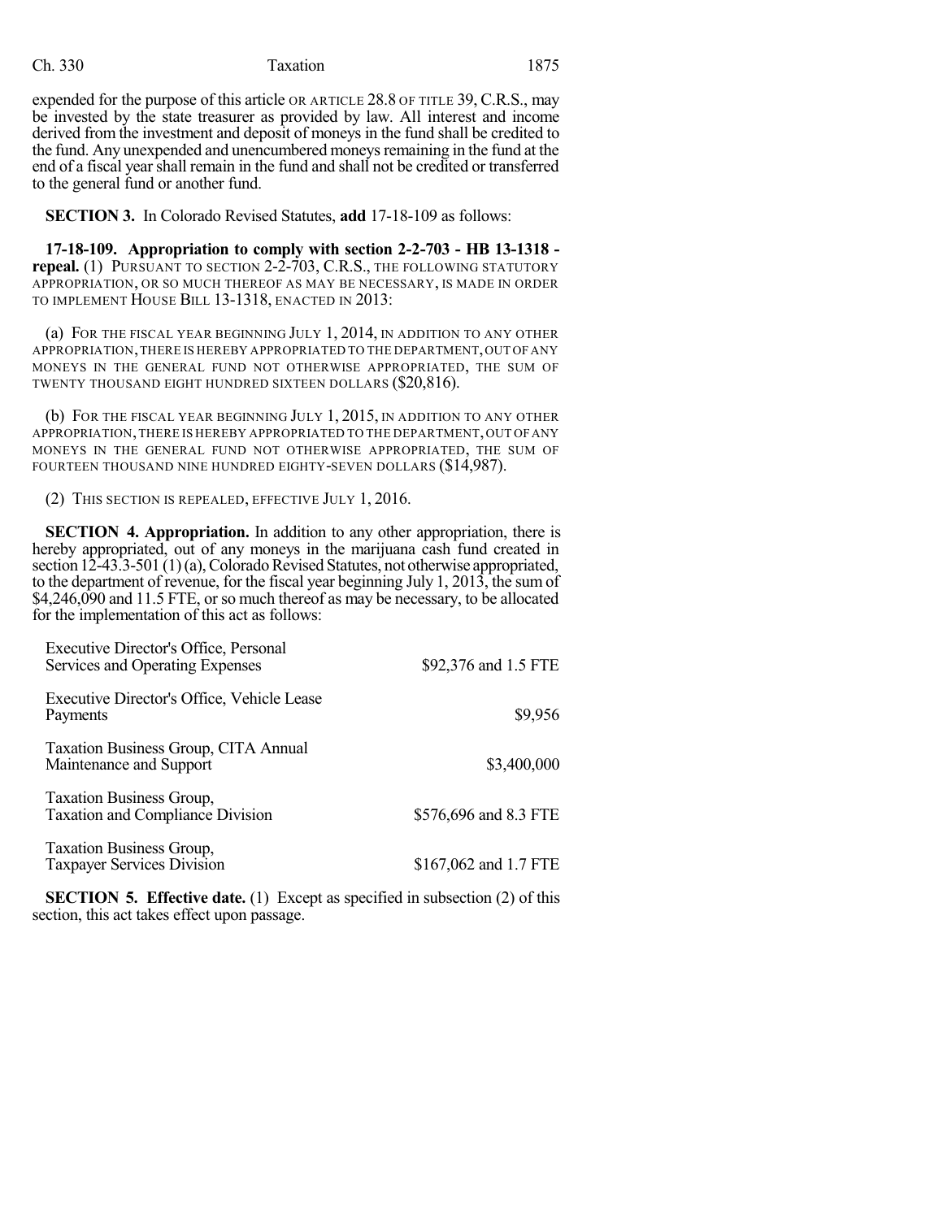expended for the purpose of this article OR ARTICLE 28.8 OF TITLE 39, C.R.S., may be invested by the state treasurer as provided by law. All interest and income derived from the investment and deposit of moneys in the fund shall be credited to the fund. Any unexpended and unencumbered moneys remaining in the fund at the end of a fiscal year shall remain in the fund and shall not be credited or transferred to the general fund or another fund.

**SECTION 3.** In Colorado Revised Statutes, **add** 17-18-109 as follows:

**17-18-109. Appropriation to comply with section 2-2-703 - HB 13-1318 - repeal.** (1) PURSUANT TO SECTION 2-2-703, C.R.S., THE FOLLOWING STATUTORY APPROPRIATION, OR SO MUCH THEREOF AS MAY BE NECESSARY, IS MADE IN ORDER TO IMPLEMENT HOUSE BILL 13-1318, ENACTED IN 2013:

(a) FOR THE FISCAL YEAR BEGINNING JULY 1, 2014, IN ADDITION TO ANY OTHER APPROPRIATION, THERE IS HEREBY APPROPRIATED TO THE DEPARTMENT, OUT OF ANY MONEYS IN THE GENERAL FUND NOT OTHERWISE APPROPRIATED, THE SUM OF TWENTY THOUSAND EIGHT HUNDRED SIXTEEN DOLLARS ($20,816).

(b) FOR THE FISCAL YEAR BEGINNING JULY 1, 2015, IN ADDITION TO ANY OTHER APPROPRIATION, THERE IS HEREBY APPROPRIATED TO THE DEPARTMENT, OUT OF ANY MONEYS IN THE GENERAL FUND NOT OTHERWISE APPROPRIATED, THE SUM OF FOURTEEN THOUSAND NINE HUNDRED EIGHTY-SEVEN DOLLARS ($14,987).

(2) THIS SECTION IS REPEALED, EFFECTIVE JULY 1, 2016.

**SECTION 4. Appropriation.** In addition to any other appropriation, there is hereby appropriated, out of any moneys in the marijuana cash fund created in section 12-43.3-501 (1) (a), Colorado Revised Statutes, not otherwise appropriated, to the department of revenue, for the fiscal year beginning July 1, 2013, the sum of $4,246,090 and 11.5 FTE, or so much thereof as may be necessary, to be allocated for the implementation of this act as follows:

| | |
|---|---|
| Executive Director's Office, Personal Services and Operating Expenses | $92,376 and 1.5 FTE |
| Executive Director's Office, Vehicle Lease Payments | $9,956 |
| Taxation Business Group, CITA Annual Maintenance and Support | $3,400,000 |
| Taxation Business Group, Taxation and Compliance Division | $576,696 and 8.3 FTE |
| Taxation Business Group, Taxpayer Services Division | $167,062 and 1.7 FTE |

**SECTION 5. Effective date.** (1) Except as specified in subsection (2) of this section, this act takes effect upon passage.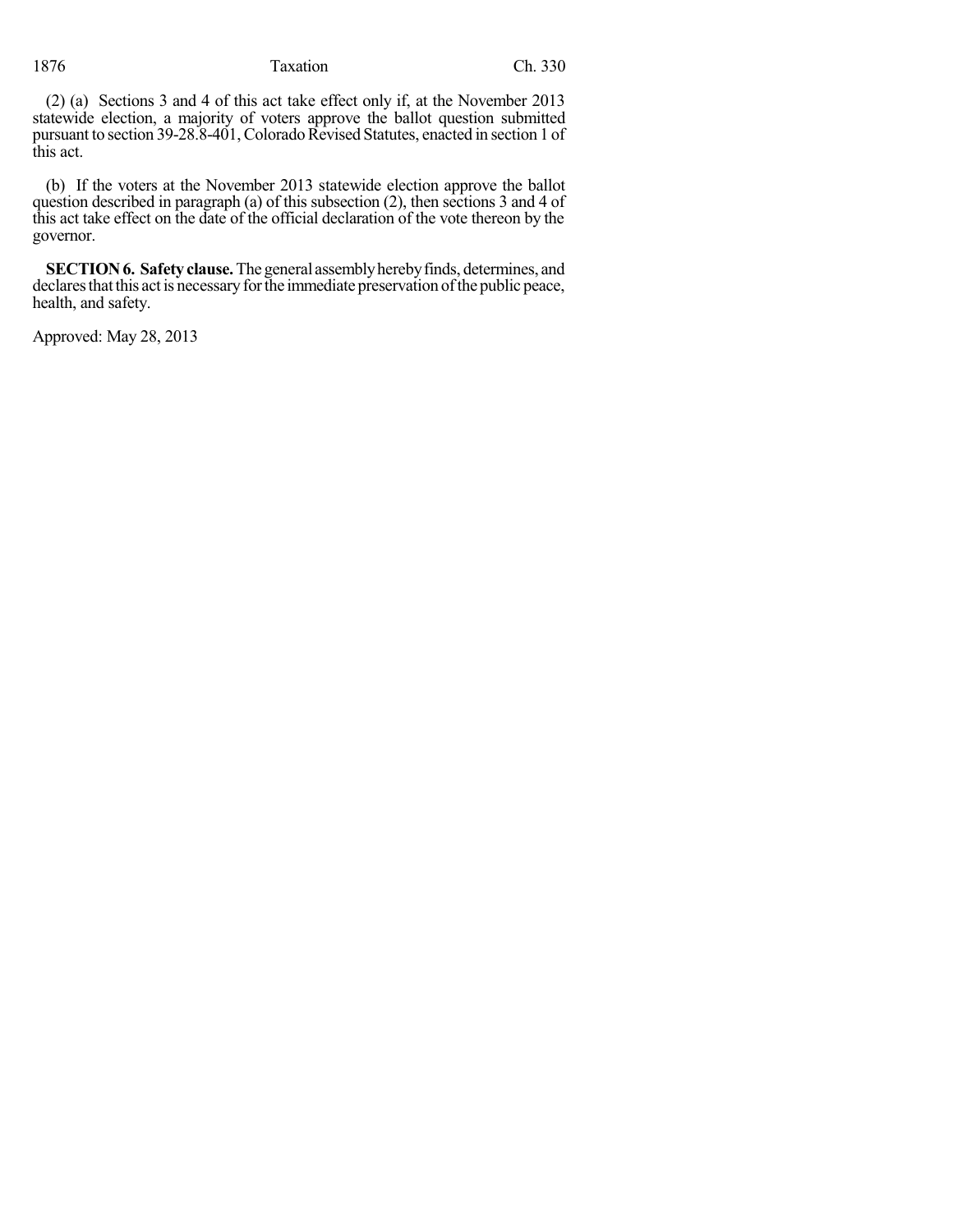(2) (a) Sections 3 and 4 of this act take effect only if, at the November 2013 statewide election, a majority of voters approve the ballot question submitted pursuant to section 39-28.8-401, Colorado Revised Statutes, enacted in section 1 of this act.

(b) If the voters at the November 2013 statewide election approve the ballot question described in paragraph (a) of this subsection (2), then sections 3 and 4 of this act take effect on the date of the official declaration of the vote thereon by the governor.

**SECTION 6. Safety clause.** The general assembly hereby finds, determines, and declares that this act is necessary for the immediate preservation of the public peace, health, and safety.

Approved: May 28, 2013